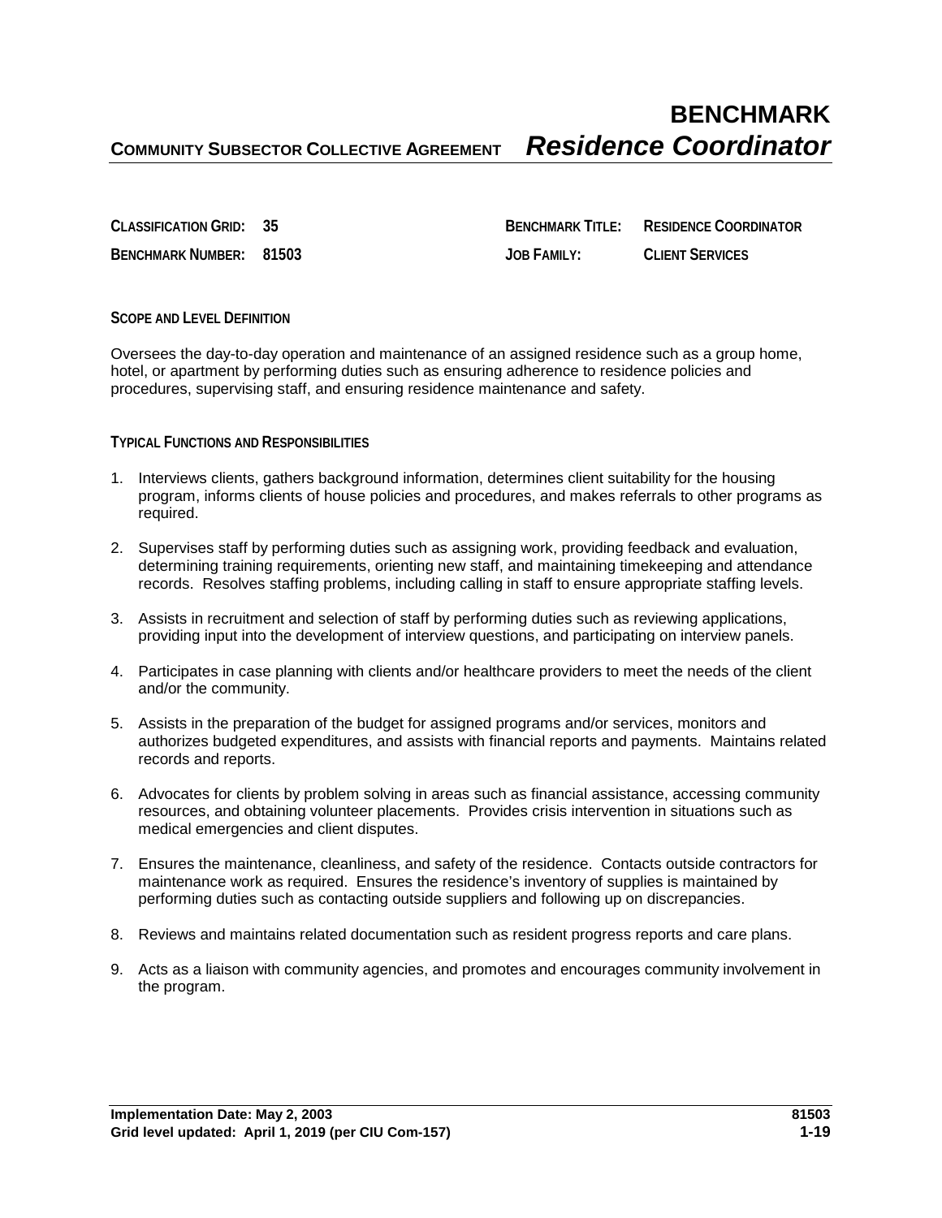# BENCHMARK

**COMMUNITY SUBSECTOR COLLECTIVE AGREEMENT** ***Residence Coordinator***

| | | | |
|---|---|---|---|
| **CLASSIFICATION GRID:** | **35** | **BENCHMARK TITLE:** | **RESIDENCE COORDINATOR** |
| **BENCHMARK NUMBER:** | **81503** | **JOB FAMILY:** | **CLIENT SERVICES** |

## SCOPE AND LEVEL DEFINITION

Oversees the day-to-day operation and maintenance of an assigned residence such as a group home, hotel, or apartment by performing duties such as ensuring adherence to residence policies and procedures, supervising staff, and ensuring residence maintenance and safety.

## TYPICAL FUNCTIONS AND RESPONSIBILITIES

1. Interviews clients, gathers background information, determines client suitability for the housing program, informs clients of house policies and procedures, and makes referrals to other programs as required.
2. Supervises staff by performing duties such as assigning work, providing feedback and evaluation, determining training requirements, orienting new staff, and maintaining timekeeping and attendance records. Resolves staffing problems, including calling in staff to ensure appropriate staffing levels.
3. Assists in recruitment and selection of staff by performing duties such as reviewing applications, providing input into the development of interview questions, and participating on interview panels.
4. Participates in case planning with clients and/or healthcare providers to meet the needs of the client and/or the community.
5. Assists in the preparation of the budget for assigned programs and/or services, monitors and authorizes budgeted expenditures, and assists with financial reports and payments. Maintains related records and reports.
6. Advocates for clients by problem solving in areas such as financial assistance, accessing community resources, and obtaining volunteer placements. Provides crisis intervention in situations such as medical emergencies and client disputes.
7. Ensures the maintenance, cleanliness, and safety of the residence. Contacts outside contractors for maintenance work as required. Ensures the residence's inventory of supplies is maintained by performing duties such as contacting outside suppliers and following up on discrepancies.
8. Reviews and maintains related documentation such as resident progress reports and care plans.
9. Acts as a liaison with community agencies, and promotes and encourages community involvement in the program.

**Implementation Date: May 2, 2003**
**Grid level updated: April 1, 2019 (per CIU Com-157)**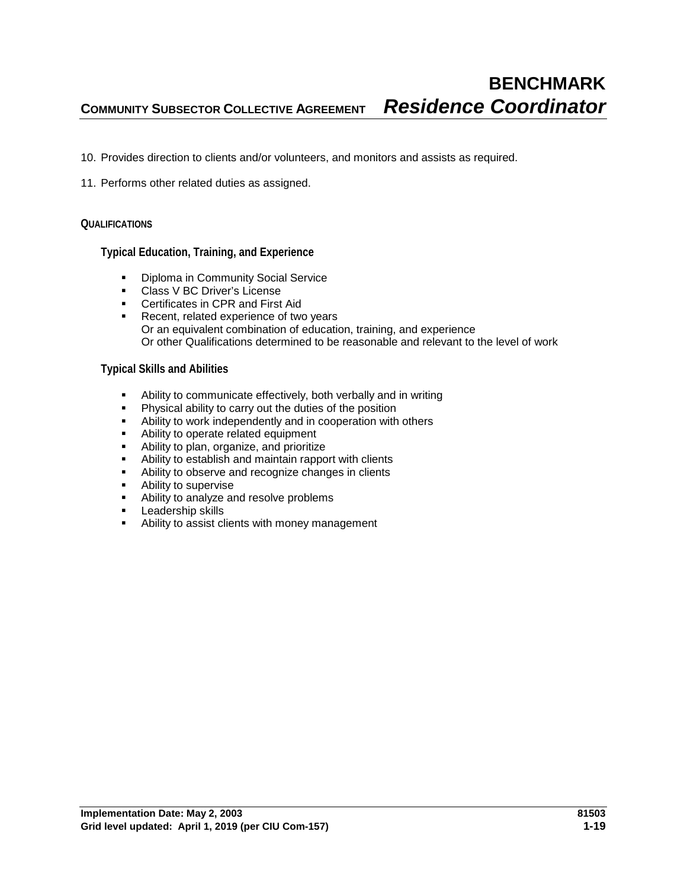10. Provides direction to clients and/or volunteers, and monitors and assists as required.

11. Performs other related duties as assigned.

## QUALIFICATIONS

### Typical Education, Training, and Experience

- Diploma in Community Social Service
- Class V BC Driver's License
- Certificates in CPR and First Aid
- Recent, related experience of two years
  Or an equivalent combination of education, training, and experience
  Or other Qualifications determined to be reasonable and relevant to the level of work

### Typical Skills and Abilities

- Ability to communicate effectively, both verbally and in writing
- Physical ability to carry out the duties of the position
- Ability to work independently and in cooperation with others
- Ability to operate related equipment
- Ability to plan, organize, and prioritize
- Ability to establish and maintain rapport with clients
- Ability to observe and recognize changes in clients
- Ability to supervise
- Ability to analyze and resolve problems
- Leadership skills
- Ability to assist clients with money management